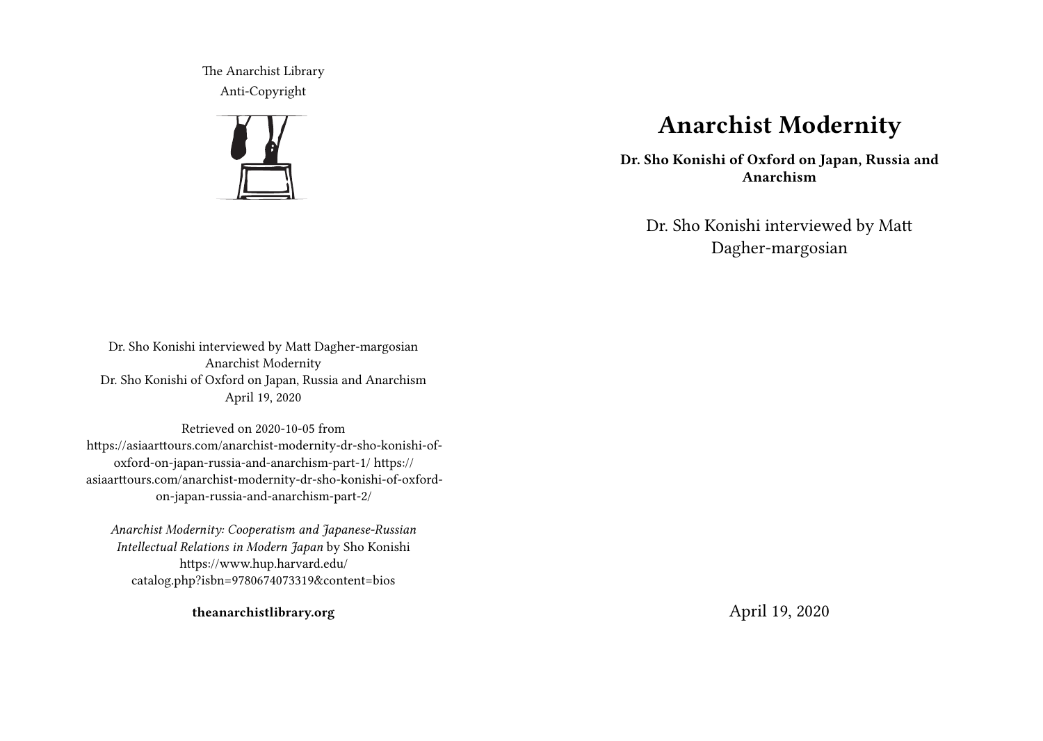# Anarchist Modernity

**Dr. Sho Konishi of Oxford on Japan, Russia and Anarchism**

Dr. Sho Konishi interviewed by Matt Dagher-margosian

April 19, 2020

The Anarchist Library
Anti-Copyright

Dr. Sho Konishi interviewed by Matt Dagher-margosian
Anarchist Modernity
Dr. Sho Konishi of Oxford on Japan, Russia and Anarchism
April 19, 2020

Retrieved on 2020-10-05 from https://asiaarttours.com/anarchist-modernity-dr-sho-konishi-of-oxford-on-japan-russia-and-anarchism-part-1/ https://asiaarttours.com/anarchist-modernity-dr-sho-konishi-of-oxford-on-japan-russia-and-anarchism-part-2/

*Anarchist Modernity: Cooperatism and Japanese-Russian Intellectual Relations in Modern Japan* by Sho Konishi https://www.hup.harvard.edu/catalog.php?isbn=9780674073319&content=bios

**theanarchistlibrary.org**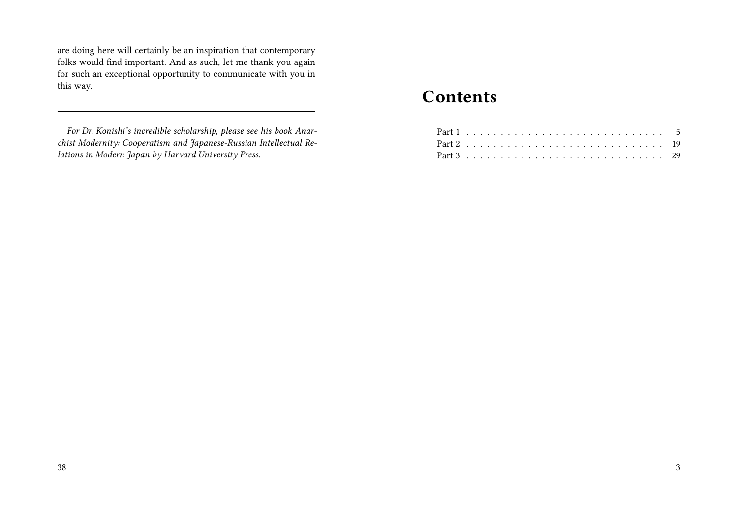are doing here will certainly be an inspiration that contemporary folks would find important. And as such, let me thank you again for such an exceptional opportunity to communicate with you in this way.

---

*For Dr. Konishi's incredible scholarship, please see his book Anarchist Modernity: Cooperatism and Japanese-Russian Intellectual Relations in Modern Japan by Harvard University Press.*

# Contents

- Part 1 . . . . . . . . . . . . . . . . . . . . . . . . . . . . . 5
- Part 2 . . . . . . . . . . . . . . . . . . . . . . . . . . . . . 19
- Part 3 . . . . . . . . . . . . . . . . . . . . . . . . . . . . . 29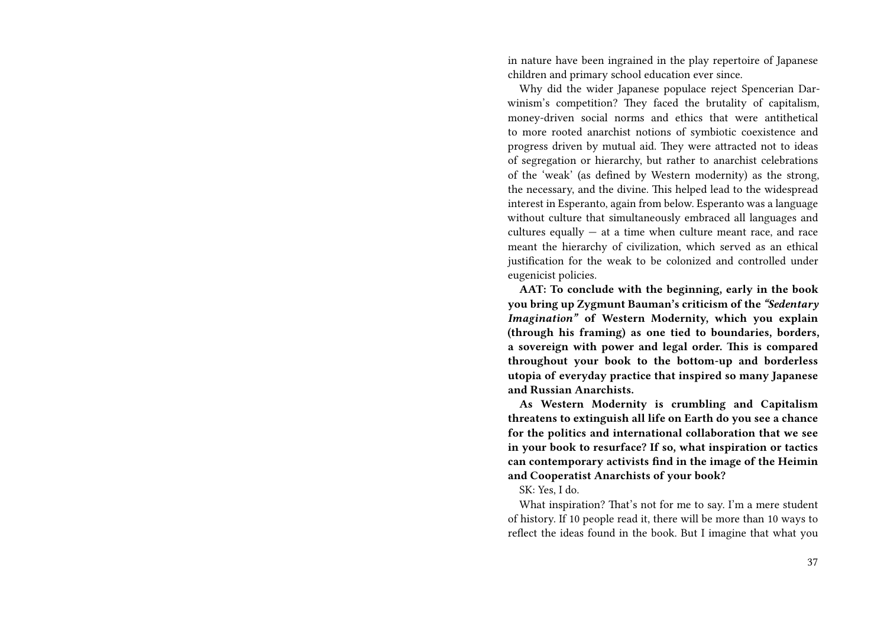in nature have been ingrained in the play repertoire of Japanese children and primary school education ever since.

Why did the wider Japanese populace reject Spencerian Darwinism's competition? They faced the brutality of capitalism, money-driven social norms and ethics that were antithetical to more rooted anarchist notions of symbiotic coexistence and progress driven by mutual aid. They were attracted not to ideas of segregation or hierarchy, but rather to anarchist celebrations of the 'weak' (as defined by Western modernity) as the strong, the necessary, and the divine. This helped lead to the widespread interest in Esperanto, again from below. Esperanto was a language without culture that simultaneously embraced all languages and cultures equally — at a time when culture meant race, and race meant the hierarchy of civilization, which served as an ethical justification for the weak to be colonized and controlled under eugenicist policies.

**AAT: To conclude with the beginning, early in the book you bring up Zygmunt Bauman's criticism of the *"Sedentary Imagination"* of Western Modernity, which you explain (through his framing) as one tied to boundaries, borders, a sovereign with power and legal order. This is compared throughout your book to the bottom-up and borderless utopia of everyday practice that inspired so many Japanese and Russian Anarchists.**

**As Western Modernity is crumbling and Capitalism threatens to extinguish all life on Earth do you see a chance for the politics and international collaboration that we see in your book to resurface? If so, what inspiration or tactics can contemporary activists find in the image of the Heimin and Cooperatist Anarchists of your book?**

SK: Yes, I do.

What inspiration? That's not for me to say. I'm a mere student of history. If 10 people read it, there will be more than 10 ways to reflect the ideas found in the book. But I imagine that what you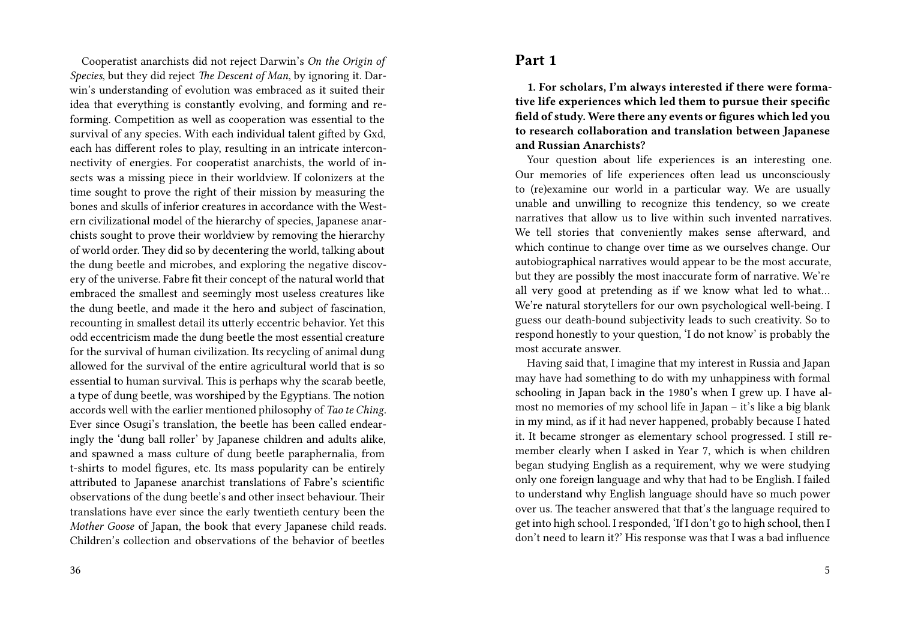Cooperatist anarchists did not reject Darwin's *On the Origin of Species*, but they did reject *The Descent of Man*, by ignoring it. Darwin's understanding of evolution was embraced as it suited their idea that everything is constantly evolving, and forming and re-forming. Competition as well as cooperation was essential to the survival of any species. With each individual talent gifted by Gxd, each has different roles to play, resulting in an intricate interconnectivity of energies. For cooperatist anarchists, the world of insects was a missing piece in their worldview. If colonizers at the time sought to prove the right of their mission by measuring the bones and skulls of inferior creatures in accordance with the Western civilizational model of the hierarchy of species, Japanese anarchists sought to prove their worldview by removing the hierarchy of world order. They did so by decentering the world, talking about the dung beetle and microbes, and exploring the negative discovery of the universe. Fabre fit their concept of the natural world that embraced the smallest and seemingly most useless creatures like the dung beetle, and made it the hero and subject of fascination, recounting in smallest detail its utterly eccentric behavior. Yet this odd eccentricism made the dung beetle the most essential creature for the survival of human civilization. Its recycling of animal dung allowed for the survival of the entire agricultural world that is so essential to human survival. This is perhaps why the scarab beetle, a type of dung beetle, was worshiped by the Egyptians. The notion accords well with the earlier mentioned philosophy of *Tao te Ching*. Ever since Osugi's translation, the beetle has been called endearingly the 'dung ball roller' by Japanese children and adults alike, and spawned a mass culture of dung beetle paraphernalia, from t-shirts to model figures, etc. Its mass popularity can be entirely attributed to Japanese anarchist translations of Fabre's scientific observations of the dung beetle's and other insect behaviour. Their translations have ever since the early twentieth century been the *Mother Goose* of Japan, the book that every Japanese child reads. Children's collection and observations of the behavior of beetles

## Part 1

**1. For scholars, I'm always interested if there were formative life experiences which led them to pursue their specific field of study. Were there any events or figures which led you to research collaboration and translation between Japanese and Russian Anarchists?**

Your question about life experiences is an interesting one. Our memories of life experiences often lead us unconsciously to (re)examine our world in a particular way. We are usually unable and unwilling to recognize this tendency, so we create narratives that allow us to live within such invented narratives. We tell stories that conveniently makes sense afterward, and which continue to change over time as we ourselves change. Our autobiographical narratives would appear to be the most accurate, but they are possibly the most inaccurate form of narrative. We're all very good at pretending as if we know what led to what… We're natural storytellers for our own psychological well-being. I guess our death-bound subjectivity leads to such creativity. So to respond honestly to your question, 'I do not know' is probably the most accurate answer.

Having said that, I imagine that my interest in Russia and Japan may have had something to do with my unhappiness with formal schooling in Japan back in the 1980's when I grew up. I have almost no memories of my school life in Japan – it's like a big blank in my mind, as if it had never happened, probably because I hated it. It became stronger as elementary school progressed. I still remember clearly when I asked in Year 7, which is when children began studying English as a requirement, why we were studying only one foreign language and why that had to be English. I failed to understand why English language should have so much power over us. The teacher answered that that's the language required to get into high school. I responded, 'If I don't go to high school, then I don't need to learn it?' His response was that I was a bad influence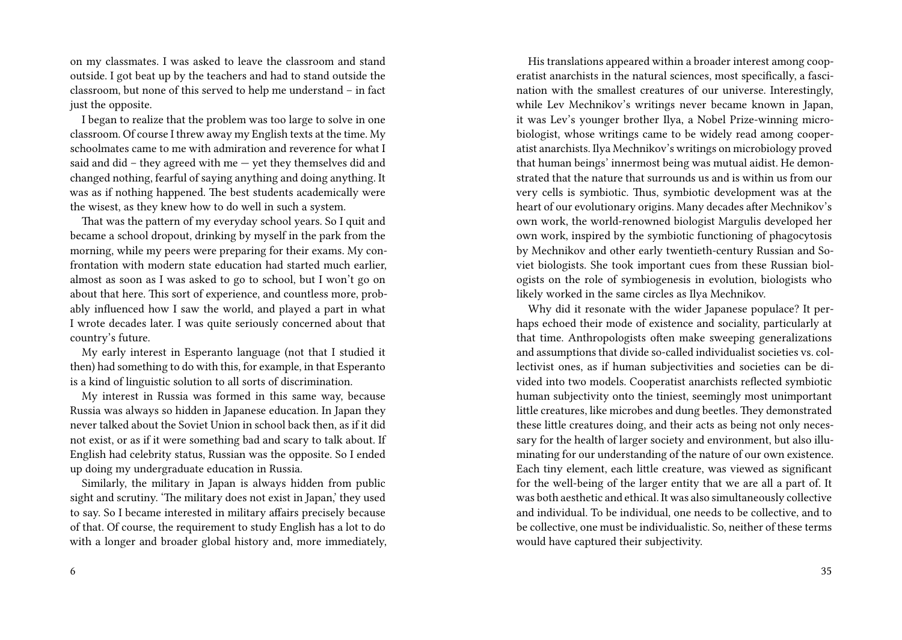on my classmates. I was asked to leave the classroom and stand outside. I got beat up by the teachers and had to stand outside the classroom, but none of this served to help me understand – in fact just the opposite.

I began to realize that the problem was too large to solve in one classroom. Of course I threw away my English texts at the time. My schoolmates came to me with admiration and reverence for what I said and did – they agreed with me — yet they themselves did and changed nothing, fearful of saying anything and doing anything. It was as if nothing happened. The best students academically were the wisest, as they knew how to do well in such a system.

That was the pattern of my everyday school years. So I quit and became a school dropout, drinking by myself in the park from the morning, while my peers were preparing for their exams. My confrontation with modern state education had started much earlier, almost as soon as I was asked to go to school, but I won't go on about that here. This sort of experience, and countless more, probably influenced how I saw the world, and played a part in what I wrote decades later. I was quite seriously concerned about that country's future.

My early interest in Esperanto language (not that I studied it then) had something to do with this, for example, in that Esperanto is a kind of linguistic solution to all sorts of discrimination.

My interest in Russia was formed in this same way, because Russia was always so hidden in Japanese education. In Japan they never talked about the Soviet Union in school back then, as if it did not exist, or as if it were something bad and scary to talk about. If English had celebrity status, Russian was the opposite. So I ended up doing my undergraduate education in Russia.

Similarly, the military in Japan is always hidden from public sight and scrutiny. 'The military does not exist in Japan,' they used to say. So I became interested in military affairs precisely because of that. Of course, the requirement to study English has a lot to do with a longer and broader global history and, more immediately,

His translations appeared within a broader interest among cooperatist anarchists in the natural sciences, most specifically, a fascination with the smallest creatures of our universe. Interestingly, while Lev Mechnikov's writings never became known in Japan, it was Lev's younger brother Ilya, a Nobel Prize-winning microbiologist, whose writings came to be widely read among cooperatist anarchists. Ilya Mechnikov's writings on microbiology proved that human beings' innermost being was mutual aidist. He demonstrated that the nature that surrounds us and is within us from our very cells is symbiotic. Thus, symbiotic development was at the heart of our evolutionary origins. Many decades after Mechnikov's own work, the world-renowned biologist Margulis developed her own work, inspired by the symbiotic functioning of phagocytosis by Mechnikov and other early twentieth-century Russian and Soviet biologists. She took important cues from these Russian biologists on the role of symbiogenesis in evolution, biologists who likely worked in the same circles as Ilya Mechnikov.

Why did it resonate with the wider Japanese populace? It perhaps echoed their mode of existence and sociality, particularly at that time. Anthropologists often make sweeping generalizations and assumptions that divide so-called individualist societies vs. collectivist ones, as if human subjectivities and societies can be divided into two models. Cooperatist anarchists reflected symbiotic human subjectivity onto the tiniest, seemingly most unimportant little creatures, like microbes and dung beetles. They demonstrated these little creatures doing, and their acts as being not only necessary for the health of larger society and environment, but also illuminating for our understanding of the nature of our own existence. Each tiny element, each little creature, was viewed as significant for the well-being of the larger entity that we are all a part of. It was both aesthetic and ethical. It was also simultaneously collective and individual. To be individual, one needs to be collective, and to be collective, one must be individualistic. So, neither of these terms would have captured their subjectivity.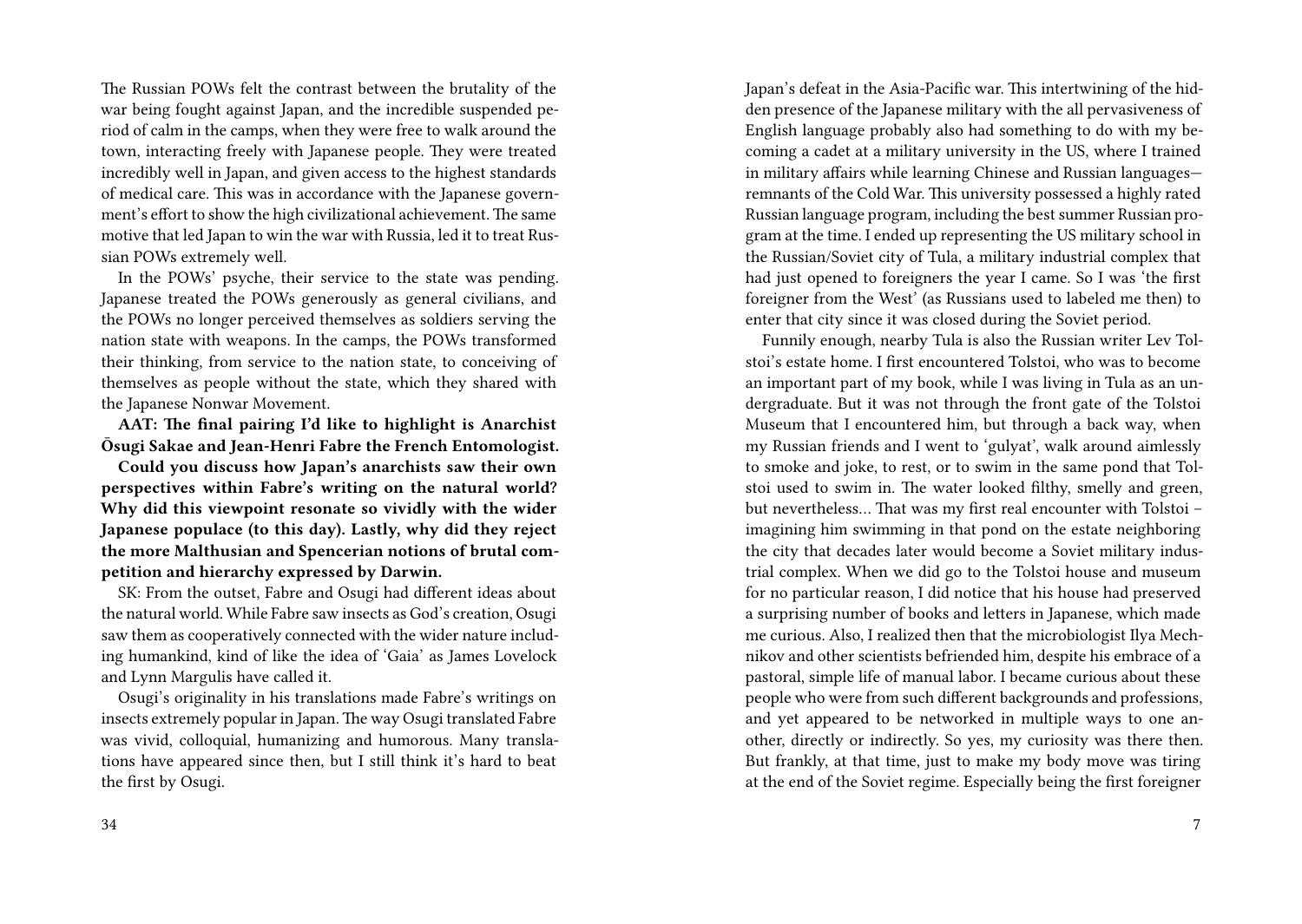The Russian POWs felt the contrast between the brutality of the war being fought against Japan, and the incredible suspended period of calm in the camps, when they were free to walk around the town, interacting freely with Japanese people. They were treated incredibly well in Japan, and given access to the highest standards of medical care. This was in accordance with the Japanese government's effort to show the high civilizational achievement. The same motive that led Japan to win the war with Russia, led it to treat Russian POWs extremely well.

In the POWs' psyche, their service to the state was pending. Japanese treated the POWs generously as general civilians, and the POWs no longer perceived themselves as soldiers serving the nation state with weapons. In the camps, the POWs transformed their thinking, from service to the nation state, to conceiving of themselves as people without the state, which they shared with the Japanese Nonwar Movement.

**AAT: The final pairing I'd like to highlight is Anarchist Ōsugi Sakae and Jean-Henri Fabre the French Entomologist.**

**Could you discuss how Japan's anarchists saw their own perspectives within Fabre's writing on the natural world? Why did this viewpoint resonate so vividly with the wider Japanese populace (to this day). Lastly, why did they reject the more Malthusian and Spencerian notions of brutal competition and hierarchy expressed by Darwin.**

SK: From the outset, Fabre and Osugi had different ideas about the natural world. While Fabre saw insects as God's creation, Osugi saw them as cooperatively connected with the wider nature including humankind, kind of like the idea of 'Gaia' as James Lovelock and Lynn Margulis have called it.

Osugi's originality in his translations made Fabre's writings on insects extremely popular in Japan. The way Osugi translated Fabre was vivid, colloquial, humanizing and humorous. Many translations have appeared since then, but I still think it's hard to beat the first by Osugi.

Japan's defeat in the Asia-Pacific war. This intertwining of the hidden presence of the Japanese military with the all pervasiveness of English language probably also had something to do with my becoming a cadet at a military university in the US, where I trained in military affairs while learning Chinese and Russian languages—remnants of the Cold War. This university possessed a highly rated Russian language program, including the best summer Russian program at the time. I ended up representing the US military school in the Russian/Soviet city of Tula, a military industrial complex that had just opened to foreigners the year I came. So I was 'the first foreigner from the West' (as Russians used to labeled me then) to enter that city since it was closed during the Soviet period.

Funnily enough, nearby Tula is also the Russian writer Lev Tolstoi's estate home. I first encountered Tolstoi, who was to become an important part of my book, while I was living in Tula as an undergraduate. But it was not through the front gate of the Tolstoi Museum that I encountered him, but through a back way, when my Russian friends and I went to 'gulyat', walk around aimlessly to smoke and joke, to rest, or to swim in the same pond that Tolstoi used to swim in. The water looked filthy, smelly and green, but nevertheless… That was my first real encounter with Tolstoi – imagining him swimming in that pond on the estate neighboring the city that decades later would become a Soviet military industrial complex. When we did go to the Tolstoi house and museum for no particular reason, I did notice that his house had preserved a surprising number of books and letters in Japanese, which made me curious. Also, I realized then that the microbiologist Ilya Mechnikov and other scientists befriended him, despite his embrace of a pastoral, simple life of manual labor. I became curious about these people who were from such different backgrounds and professions, and yet appeared to be networked in multiple ways to one another, directly or indirectly. So yes, my curiosity was there then. But frankly, at that time, just to make my body move was tiring at the end of the Soviet regime. Especially being the first foreigner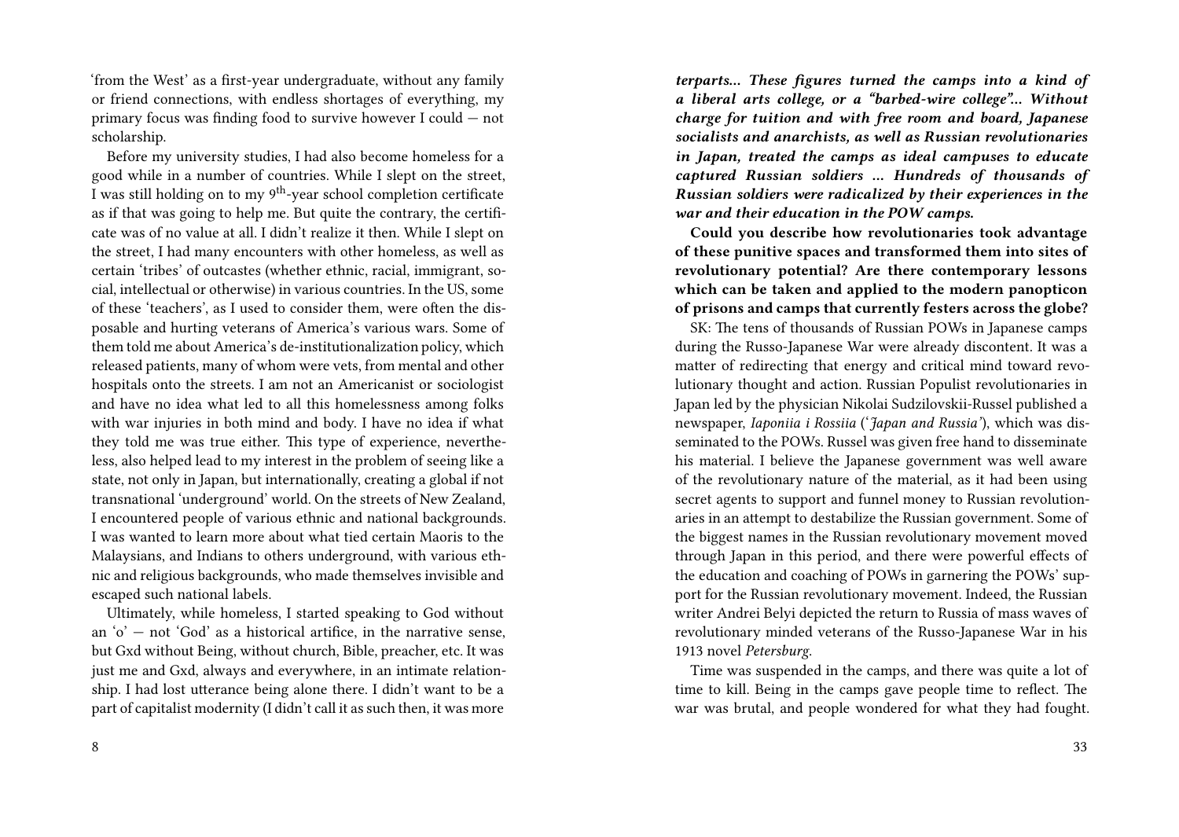'from the West' as a first-year undergraduate, without any family or friend connections, with endless shortages of everything, my primary focus was finding food to survive however I could — not scholarship.

Before my university studies, I had also become homeless for a good while in a number of countries. While I slept on the street, I was still holding on to my 9th-year school completion certificate as if that was going to help me. But quite the contrary, the certificate was of no value at all. I didn't realize it then. While I slept on the street, I had many encounters with other homeless, as well as certain 'tribes' of outcastes (whether ethnic, racial, immigrant, social, intellectual or otherwise) in various countries. In the US, some of these 'teachers', as I used to consider them, were often the disposable and hurting veterans of America's various wars. Some of them told me about America's de-institutionalization policy, which released patients, many of whom were vets, from mental and other hospitals onto the streets. I am not an Americanist or sociologist and have no idea what led to all this homelessness among folks with war injuries in both mind and body. I have no idea if what they told me was true either. This type of experience, nevertheless, also helped lead to my interest in the problem of seeing like a state, not only in Japan, but internationally, creating a global if not transnational 'underground' world. On the streets of New Zealand, I encountered people of various ethnic and national backgrounds. I was wanted to learn more about what tied certain Maoris to the Malaysians, and Indians to others underground, with various ethnic and religious backgrounds, who made themselves invisible and escaped such national labels.

Ultimately, while homeless, I started speaking to God without an 'o' — not 'God' as a historical artifice, in the narrative sense, but Gxd without Being, without church, Bible, preacher, etc. It was just me and Gxd, always and everywhere, in an intimate relationship. I had lost utterance being alone there. I didn't want to be a part of capitalist modernity (I didn't call it as such then, it was more

***terparts... These figures turned the camps into a kind of a liberal arts college, or a "barbed-wire college"... Without charge for tuition and with free room and board, Japanese socialists and anarchists, as well as Russian revolutionaries in Japan, treated the camps as ideal campuses to educate captured Russian soldiers ... Hundreds of thousands of Russian soldiers were radicalized by their experiences in the war and their education in the POW camps.***

**Could you describe how revolutionaries took advantage of these punitive spaces and transformed them into sites of revolutionary potential? Are there contemporary lessons which can be taken and applied to the modern panopticon of prisons and camps that currently festers across the globe?**

SK: The tens of thousands of Russian POWs in Japanese camps during the Russo-Japanese War were already discontent. It was a matter of redirecting that energy and critical mind toward revolutionary thought and action. Russian Populist revolutionaries in Japan led by the physician Nikolai Sudzilovskii-Russel published a newspaper, *Iaponiia i Rossiia* (*'Japan and Russia'*), which was disseminated to the POWs. Russel was given free hand to disseminate his material. I believe the Japanese government was well aware of the revolutionary nature of the material, as it had been using secret agents to support and funnel money to Russian revolutionaries in an attempt to destabilize the Russian government. Some of the biggest names in the Russian revolutionary movement moved through Japan in this period, and there were powerful effects of the education and coaching of POWs in garnering the POWs' support for the Russian revolutionary movement. Indeed, the Russian writer Andrei Belyi depicted the return to Russia of mass waves of revolutionary minded veterans of the Russo-Japanese War in his 1913 novel *Petersburg*.

Time was suspended in the camps, and there was quite a lot of time to kill. Being in the camps gave people time to reflect. The war was brutal, and people wondered for what they had fought.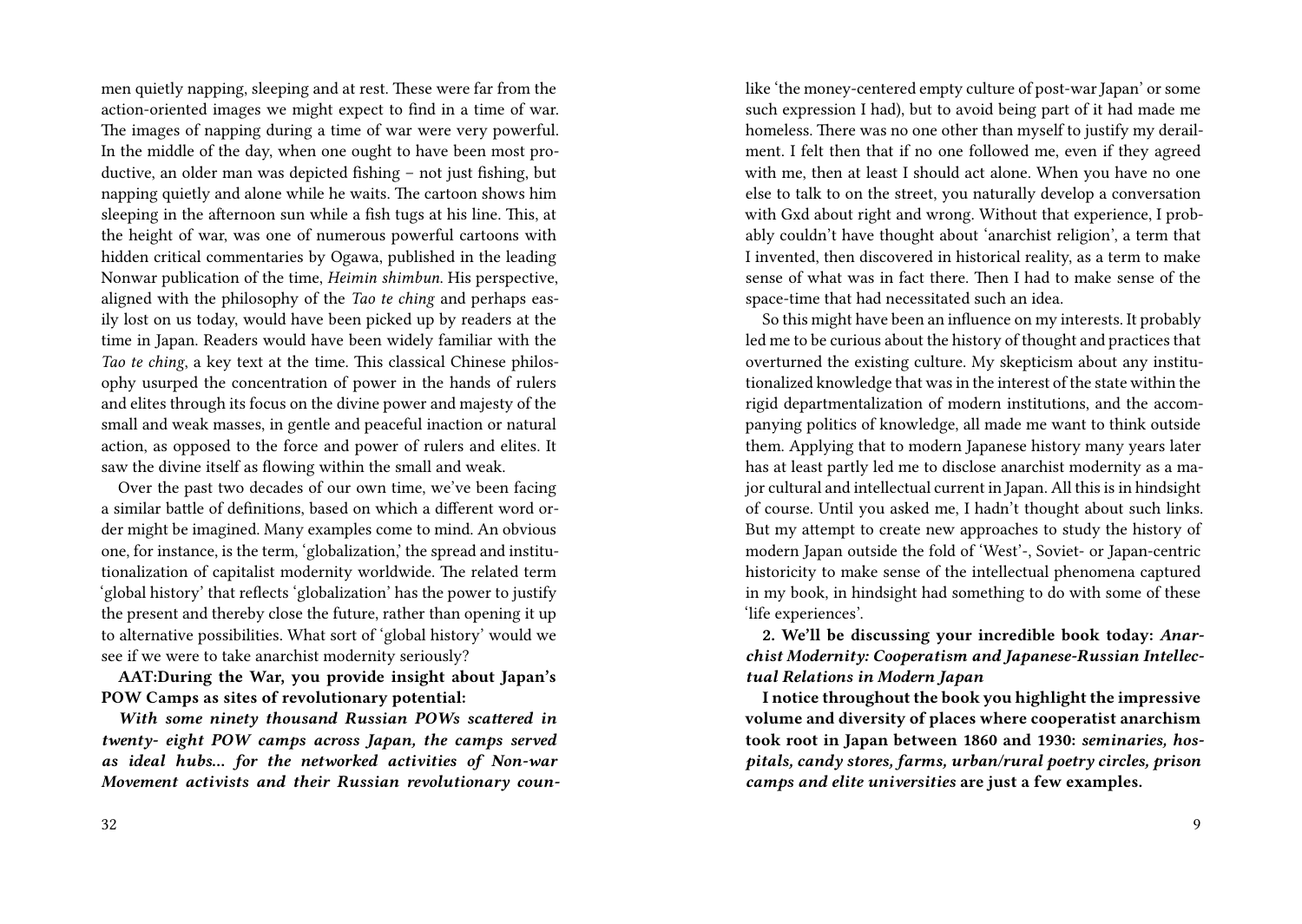men quietly napping, sleeping and at rest. These were far from the action-oriented images we might expect to find in a time of war. The images of napping during a time of war were very powerful. In the middle of the day, when one ought to have been most productive, an older man was depicted fishing – not just fishing, but napping quietly and alone while he waits. The cartoon shows him sleeping in the afternoon sun while a fish tugs at his line. This, at the height of war, was one of numerous powerful cartoons with hidden critical commentaries by Ogawa, published in the leading Nonwar publication of the time, *Heimin shimbun*. His perspective, aligned with the philosophy of the *Tao te ching* and perhaps easily lost on us today, would have been picked up by readers at the time in Japan. Readers would have been widely familiar with the *Tao te ching*, a key text at the time. This classical Chinese philosophy usurped the concentration of power in the hands of rulers and elites through its focus on the divine power and majesty of the small and weak masses, in gentle and peaceful inaction or natural action, as opposed to the force and power of rulers and elites. It saw the divine itself as flowing within the small and weak.

Over the past two decades of our own time, we've been facing a similar battle of definitions, based on which a different word order might be imagined. Many examples come to mind. An obvious one, for instance, is the term, 'globalization,' the spread and institutionalization of capitalist modernity worldwide. The related term 'global history' that reflects 'globalization' has the power to justify the present and thereby close the future, rather than opening it up to alternative possibilities. What sort of 'global history' would we see if we were to take anarchist modernity seriously?

**AAT:During the War, you provide insight about Japan's POW Camps as sites of revolutionary potential:**

***With some ninety thousand Russian POWs scattered in twenty- eight POW camps across Japan, the camps served as ideal hubs… for the networked activities of Non-war Movement activists and their Russian revolutionary coun-***

like 'the money-centered empty culture of post-war Japan' or some such expression I had), but to avoid being part of it had made me homeless. There was no one other than myself to justify my derailment. I felt then that if no one followed me, even if they agreed with me, then at least I should act alone. When you have no one else to talk to on the street, you naturally develop a conversation with Gxd about right and wrong. Without that experience, I probably couldn't have thought about 'anarchist religion', a term that I invented, then discovered in historical reality, as a term to make sense of what was in fact there. Then I had to make sense of the space-time that had necessitated such an idea.

So this might have been an influence on my interests. It probably led me to be curious about the history of thought and practices that overturned the existing culture. My skepticism about any institutionalized knowledge that was in the interest of the state within the rigid departmentalization of modern institutions, and the accompanying politics of knowledge, all made me want to think outside them. Applying that to modern Japanese history many years later has at least partly led me to disclose anarchist modernity as a major cultural and intellectual current in Japan. All this is in hindsight of course. Until you asked me, I hadn't thought about such links. But my attempt to create new approaches to study the history of modern Japan outside the fold of 'West'-, Soviet- or Japan-centric historicity to make sense of the intellectual phenomena captured in my book, in hindsight had something to do with some of these 'life experiences'.

**2. We'll be discussing your incredible book today: *Anarchist Modernity: Cooperatism and Japanese-Russian Intellectual Relations in Modern Japan***

**I notice throughout the book you highlight the impressive volume and diversity of places where cooperatist anarchism took root in Japan between 1860 and 1930: *seminaries, hospitals, candy stores, farms, urban/rural poetry circles, prison camps and elite universities* are just a few examples.**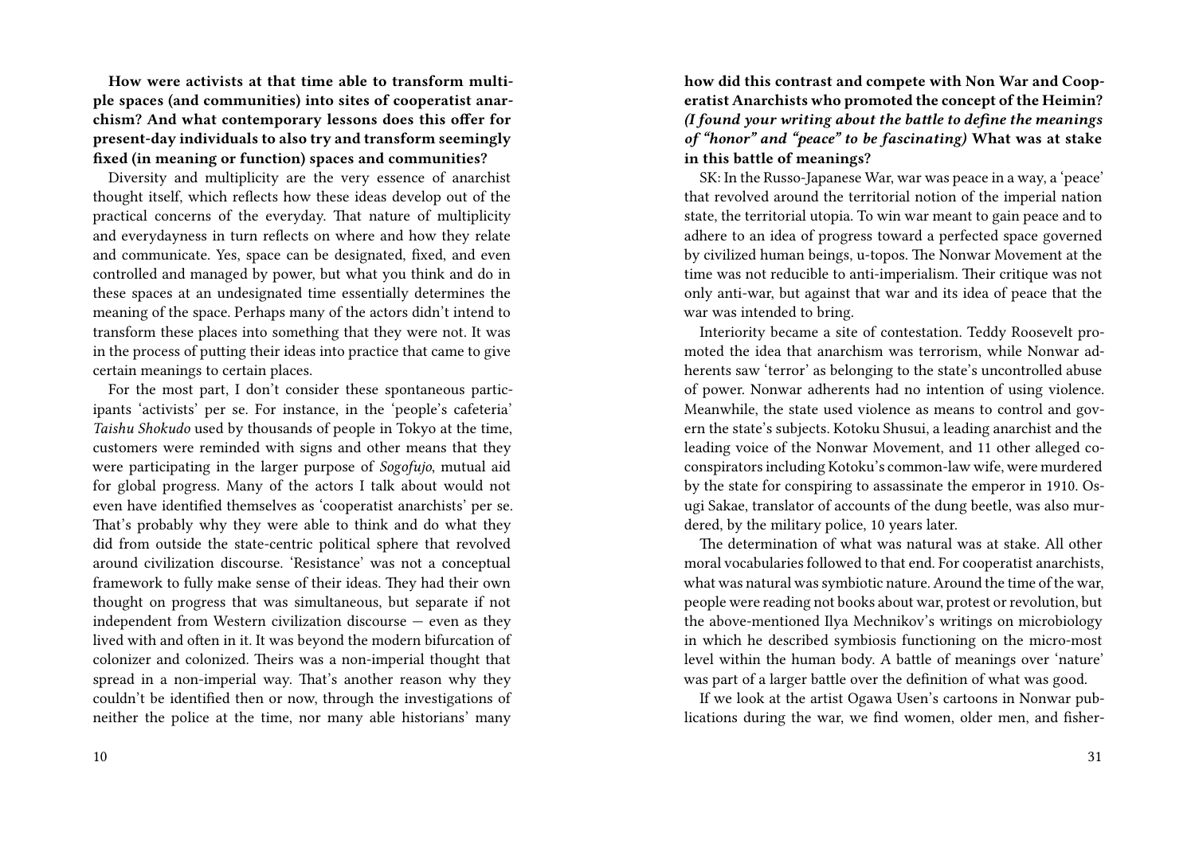**How were activists at that time able to transform multiple spaces (and communities) into sites of cooperatist anarchism? And what contemporary lessons does this offer for present-day individuals to also try and transform seemingly fixed (in meaning or function) spaces and communities?**

Diversity and multiplicity are the very essence of anarchist thought itself, which reflects how these ideas develop out of the practical concerns of the everyday. That nature of multiplicity and everydayness in turn reflects on where and how they relate and communicate. Yes, space can be designated, fixed, and even controlled and managed by power, but what you think and do in these spaces at an undesignated time essentially determines the meaning of the space. Perhaps many of the actors didn't intend to transform these places into something that they were not. It was in the process of putting their ideas into practice that came to give certain meanings to certain places.

For the most part, I don't consider these spontaneous participants 'activists' per se. For instance, in the 'people's cafeteria' *Taishu Shokudo* used by thousands of people in Tokyo at the time, customers were reminded with signs and other means that they were participating in the larger purpose of *Sogofujo*, mutual aid for global progress. Many of the actors I talk about would not even have identified themselves as 'cooperatist anarchists' per se. That's probably why they were able to think and do what they did from outside the state-centric political sphere that revolved around civilization discourse. 'Resistance' was not a conceptual framework to fully make sense of their ideas. They had their own thought on progress that was simultaneous, but separate if not independent from Western civilization discourse — even as they lived with and often in it. It was beyond the modern bifurcation of colonizer and colonized. Theirs was a non-imperial thought that spread in a non-imperial way. That's another reason why they couldn't be identified then or now, through the investigations of neither the police at the time, nor many able historians' many

**how did this contrast and compete with Non War and Cooperatist Anarchists who promoted the concept of the Heimin? *(I found your writing about the battle to define the meanings of "honor" and "peace" to be fascinating)* What was at stake in this battle of meanings?**

SK: In the Russo-Japanese War, war was peace in a way, a 'peace' that revolved around the territorial notion of the imperial nation state, the territorial utopia. To win war meant to gain peace and to adhere to an idea of progress toward a perfected space governed by civilized human beings, u-topos. The Nonwar Movement at the time was not reducible to anti-imperialism. Their critique was not only anti-war, but against that war and its idea of peace that the war was intended to bring.

Interiority became a site of contestation. Teddy Roosevelt promoted the idea that anarchism was terrorism, while Nonwar adherents saw 'terror' as belonging to the state's uncontrolled abuse of power. Nonwar adherents had no intention of using violence. Meanwhile, the state used violence as means to control and govern the state's subjects. Kotoku Shusui, a leading anarchist and the leading voice of the Nonwar Movement, and 11 other alleged co-conspirators including Kotoku's common-law wife, were murdered by the state for conspiring to assassinate the emperor in 1910. Osugi Sakae, translator of accounts of the dung beetle, was also murdered, by the military police, 10 years later.

The determination of what was natural was at stake. All other moral vocabularies followed to that end. For cooperatist anarchists, what was natural was symbiotic nature. Around the time of the war, people were reading not books about war, protest or revolution, but the above-mentioned Ilya Mechnikov's writings on microbiology in which he described symbiosis functioning on the micro-most level within the human body. A battle of meanings over 'nature' was part of a larger battle over the definition of what was good.

If we look at the artist Ogawa Usen's cartoons in Nonwar publications during the war, we find women, older men, and fisher-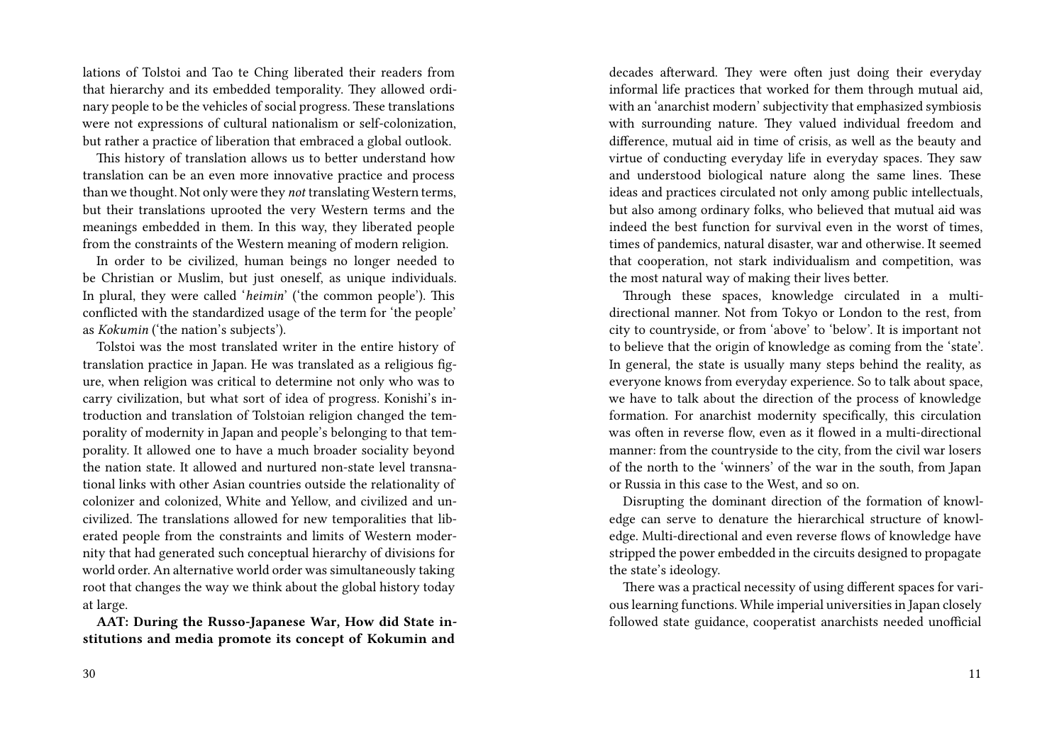lations of Tolstoi and Tao te Ching liberated their readers from that hierarchy and its embedded temporality. They allowed ordinary people to be the vehicles of social progress. These translations were not expressions of cultural nationalism or self-colonization, but rather a practice of liberation that embraced a global outlook.

This history of translation allows us to better understand how translation can be an even more innovative practice and process than we thought. Not only were they *not* translating Western terms, but their translations uprooted the very Western terms and the meanings embedded in them. In this way, they liberated people from the constraints of the Western meaning of modern religion.

In order to be civilized, human beings no longer needed to be Christian or Muslim, but just oneself, as unique individuals. In plural, they were called '*heimin*' ('the common people'). This conflicted with the standardized usage of the term for 'the people' as *Kokumin* ('the nation's subjects').

Tolstoi was the most translated writer in the entire history of translation practice in Japan. He was translated as a religious figure, when religion was critical to determine not only who was to carry civilization, but what sort of idea of progress. Konishi's introduction and translation of Tolstoian religion changed the temporality of modernity in Japan and people's belonging to that temporality. It allowed one to have a much broader sociality beyond the nation state. It allowed and nurtured non-state level transnational links with other Asian countries outside the relationality of colonizer and colonized, White and Yellow, and civilized and uncivilized. The translations allowed for new temporalities that liberated people from the constraints and limits of Western modernity that had generated such conceptual hierarchy of divisions for world order. An alternative world order was simultaneously taking root that changes the way we think about the global history today at large.

**AAT: During the Russo-Japanese War, How did State institutions and media promote its concept of Kokumin and**

decades afterward. They were often just doing their everyday informal life practices that worked for them through mutual aid, with an 'anarchist modern' subjectivity that emphasized symbiosis with surrounding nature. They valued individual freedom and difference, mutual aid in time of crisis, as well as the beauty and virtue of conducting everyday life in everyday spaces. They saw and understood biological nature along the same lines. These ideas and practices circulated not only among public intellectuals, but also among ordinary folks, who believed that mutual aid was indeed the best function for survival even in the worst of times, times of pandemics, natural disaster, war and otherwise. It seemed that cooperation, not stark individualism and competition, was the most natural way of making their lives better.

Through these spaces, knowledge circulated in a multi-directional manner. Not from Tokyo or London to the rest, from city to countryside, or from 'above' to 'below'. It is important not to believe that the origin of knowledge as coming from the 'state'. In general, the state is usually many steps behind the reality, as everyone knows from everyday experience. So to talk about space, we have to talk about the direction of the process of knowledge formation. For anarchist modernity specifically, this circulation was often in reverse flow, even as it flowed in a multi-directional manner: from the countryside to the city, from the civil war losers of the north to the 'winners' of the war in the south, from Japan or Russia in this case to the West, and so on.

Disrupting the dominant direction of the formation of knowledge can serve to denature the hierarchical structure of knowledge. Multi-directional and even reverse flows of knowledge have stripped the power embedded in the circuits designed to propagate the state's ideology.

There was a practical necessity of using different spaces for various learning functions. While imperial universities in Japan closely followed state guidance, cooperatist anarchists needed unofficial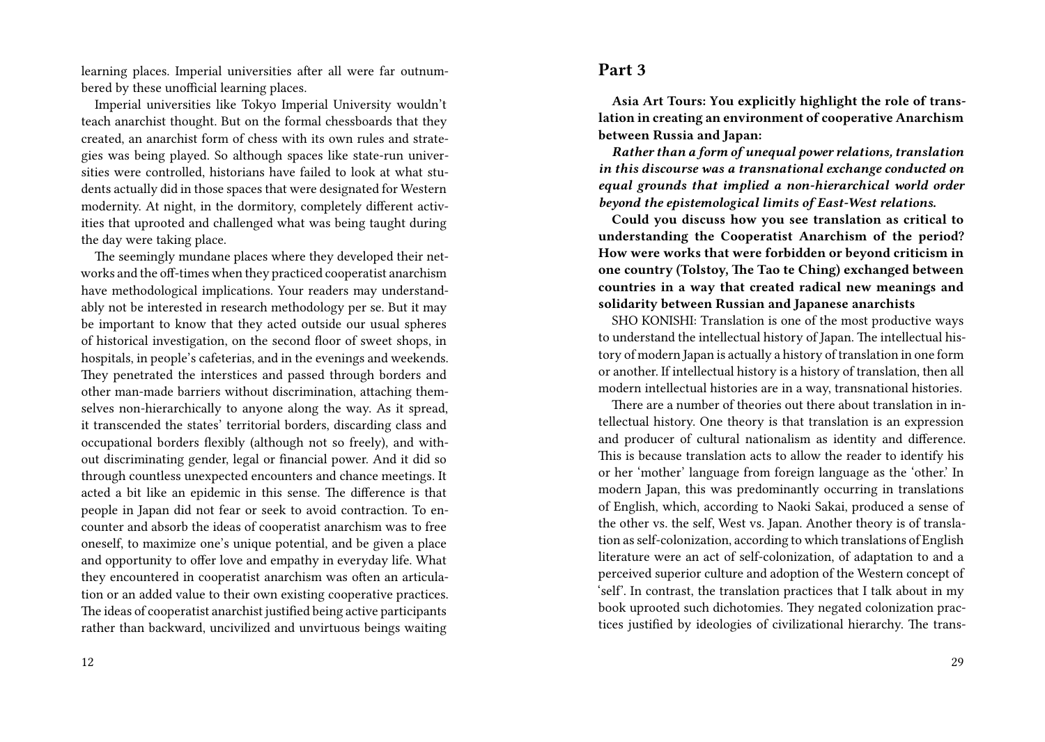learning places. Imperial universities after all were far outnumbered by these unofficial learning places.

Imperial universities like Tokyo Imperial University wouldn't teach anarchist thought. But on the formal chessboards that they created, an anarchist form of chess with its own rules and strategies was being played. So although spaces like state-run universities were controlled, historians have failed to look at what students actually did in those spaces that were designated for Western modernity. At night, in the dormitory, completely different activities that uprooted and challenged what was being taught during the day were taking place.

The seemingly mundane places where they developed their networks and the off-times when they practiced cooperatist anarchism have methodological implications. Your readers may understandably not be interested in research methodology per se. But it may be important to know that they acted outside our usual spheres of historical investigation, on the second floor of sweet shops, in hospitals, in people's cafeterias, and in the evenings and weekends. They penetrated the interstices and passed through borders and other man-made barriers without discrimination, attaching themselves non-hierarchically to anyone along the way. As it spread, it transcended the states' territorial borders, discarding class and occupational borders flexibly (although not so freely), and without discriminating gender, legal or financial power. And it did so through countless unexpected encounters and chance meetings. It acted a bit like an epidemic in this sense. The difference is that people in Japan did not fear or seek to avoid contraction. To encounter and absorb the ideas of cooperatist anarchism was to free oneself, to maximize one's unique potential, and be given a place and opportunity to offer love and empathy in everyday life. What they encountered in cooperatist anarchism was often an articulation or an added value to their own existing cooperative practices. The ideas of cooperatist anarchist justified being active participants rather than backward, uncivilized and unvirtuous beings waiting

## Part 3

**Asia Art Tours: You explicitly highlight the role of translation in creating an environment of cooperative Anarchism between Russia and Japan:**

***Rather than a form of unequal power relations, translation in this discourse was a transnational exchange conducted on equal grounds that implied a non-hierarchical world order beyond the epistemological limits of East-West relations.***

**Could you discuss how you see translation as critical to understanding the Cooperatist Anarchism of the period? How were works that were forbidden or beyond criticism in one country (Tolstoy, The Tao te Ching) exchanged between countries in a way that created radical new meanings and solidarity between Russian and Japanese anarchists**

SHO KONISHI: Translation is one of the most productive ways to understand the intellectual history of Japan. The intellectual history of modern Japan is actually a history of translation in one form or another. If intellectual history is a history of translation, then all modern intellectual histories are in a way, transnational histories.

There are a number of theories out there about translation in intellectual history. One theory is that translation is an expression and producer of cultural nationalism as identity and difference. This is because translation acts to allow the reader to identify his or her 'mother' language from foreign language as the 'other.' In modern Japan, this was predominantly occurring in translations of English, which, according to Naoki Sakai, produced a sense of the other vs. the self, West vs. Japan. Another theory is of translation as self-colonization, according to which translations of English literature were an act of self-colonization, of adaptation to and a perceived superior culture and adoption of the Western concept of 'self'. In contrast, the translation practices that I talk about in my book uprooted such dichotomies. They negated colonization practices justified by ideologies of civilizational hierarchy. The trans-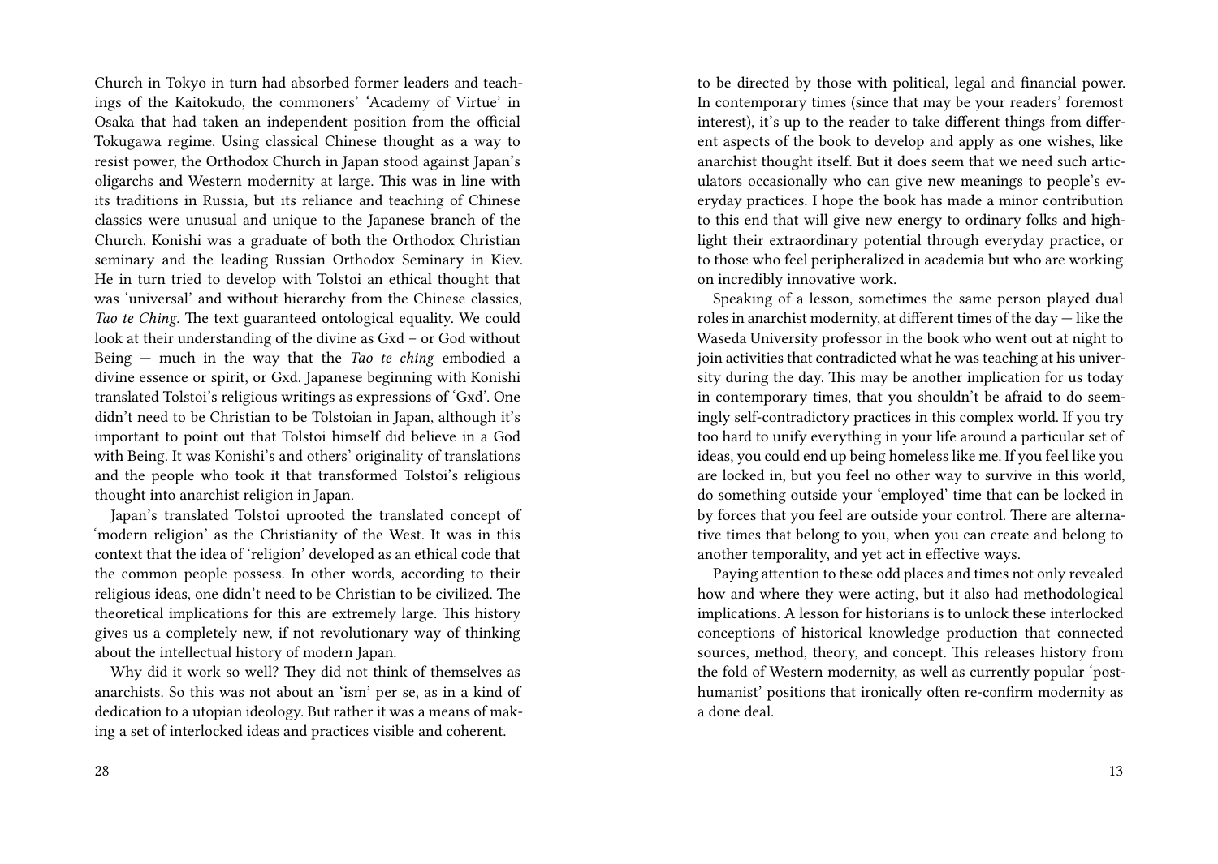Church in Tokyo in turn had absorbed former leaders and teachings of the Kaitokudo, the commoners' 'Academy of Virtue' in Osaka that had taken an independent position from the official Tokugawa regime. Using classical Chinese thought as a way to resist power, the Orthodox Church in Japan stood against Japan's oligarchs and Western modernity at large. This was in line with its traditions in Russia, but its reliance and teaching of Chinese classics were unusual and unique to the Japanese branch of the Church. Konishi was a graduate of both the Orthodox Christian seminary and the leading Russian Orthodox Seminary in Kiev. He in turn tried to develop with Tolstoi an ethical thought that was 'universal' and without hierarchy from the Chinese classics, *Tao te Ching*. The text guaranteed ontological equality. We could look at their understanding of the divine as Gxd – or God without Being — much in the way that the *Tao te ching* embodied a divine essence or spirit, or Gxd. Japanese beginning with Konishi translated Tolstoi's religious writings as expressions of 'Gxd'. One didn't need to be Christian to be Tolstoian in Japan, although it's important to point out that Tolstoi himself did believe in a God with Being. It was Konishi's and others' originality of translations and the people who took it that transformed Tolstoi's religious thought into anarchist religion in Japan.

Japan's translated Tolstoi uprooted the translated concept of 'modern religion' as the Christianity of the West. It was in this context that the idea of 'religion' developed as an ethical code that the common people possess. In other words, according to their religious ideas, one didn't need to be Christian to be civilized. The theoretical implications for this are extremely large. This history gives us a completely new, if not revolutionary way of thinking about the intellectual history of modern Japan.

Why did it work so well? They did not think of themselves as anarchists. So this was not about an 'ism' per se, as in a kind of dedication to a utopian ideology. But rather it was a means of making a set of interlocked ideas and practices visible and coherent.

to be directed by those with political, legal and financial power. In contemporary times (since that may be your readers' foremost interest), it's up to the reader to take different things from different aspects of the book to develop and apply as one wishes, like anarchist thought itself. But it does seem that we need such articulators occasionally who can give new meanings to people's everyday practices. I hope the book has made a minor contribution to this end that will give new energy to ordinary folks and highlight their extraordinary potential through everyday practice, or to those who feel peripheralized in academia but who are working on incredibly innovative work.

Speaking of a lesson, sometimes the same person played dual roles in anarchist modernity, at different times of the day — like the Waseda University professor in the book who went out at night to join activities that contradicted what he was teaching at his university during the day. This may be another implication for us today in contemporary times, that you shouldn't be afraid to do seemingly self-contradictory practices in this complex world. If you try too hard to unify everything in your life around a particular set of ideas, you could end up being homeless like me. If you feel like you are locked in, but you feel no other way to survive in this world, do something outside your 'employed' time that can be locked in by forces that you feel are outside your control. There are alternative times that belong to you, when you can create and belong to another temporality, and yet act in effective ways.

Paying attention to these odd places and times not only revealed how and where they were acting, but it also had methodological implications. A lesson for historians is to unlock these interlocked conceptions of historical knowledge production that connected sources, method, theory, and concept. This releases history from the fold of Western modernity, as well as currently popular 'posthumanist' positions that ironically often re-confirm modernity as a done deal.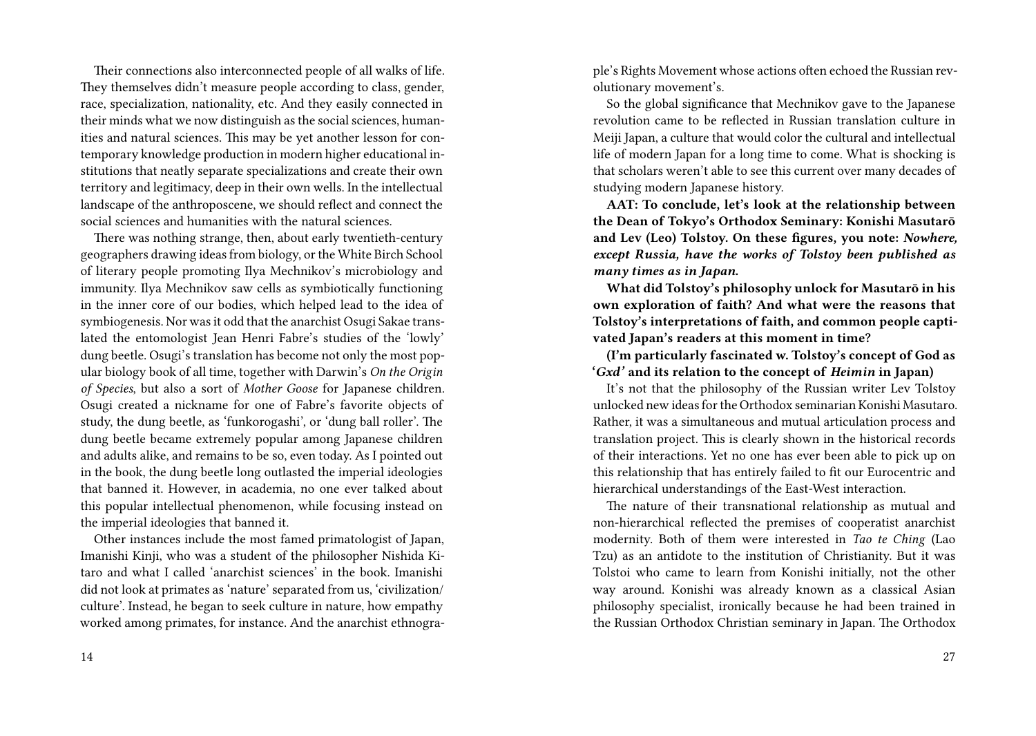Their connections also interconnected people of all walks of life. They themselves didn't measure people according to class, gender, race, specialization, nationality, etc. And they easily connected in their minds what we now distinguish as the social sciences, humanities and natural sciences. This may be yet another lesson for contemporary knowledge production in modern higher educational institutions that neatly separate specializations and create their own territory and legitimacy, deep in their own wells. In the intellectual landscape of the anthropocene, we should reflect and connect the social sciences and humanities with the natural sciences.

There was nothing strange, then, about early twentieth-century geographers drawing ideas from biology, or the White Birch School of literary people promoting Ilya Mechnikov's microbiology and immunity. Ilya Mechnikov saw cells as symbiotically functioning in the inner core of our bodies, which helped lead to the idea of symbiogenesis. Nor was it odd that the anarchist Osugi Sakae translated the entomologist Jean Henri Fabre's studies of the 'lowly' dung beetle. Osugi's translation has become not only the most popular biology book of all time, together with Darwin's *On the Origin of Species*, but also a sort of *Mother Goose* for Japanese children. Osugi created a nickname for one of Fabre's favorite objects of study, the dung beetle, as 'funkorogashi', or 'dung ball roller'. The dung beetle became extremely popular among Japanese children and adults alike, and remains to be so, even today. As I pointed out in the book, the dung beetle long outlasted the imperial ideologies that banned it. However, in academia, no one ever talked about this popular intellectual phenomenon, while focusing instead on the imperial ideologies that banned it.

Other instances include the most famed primatologist of Japan, Imanishi Kinji, who was a student of the philosopher Nishida Kitaro and what I called 'anarchist sciences' in the book. Imanishi did not look at primates as 'nature' separated from us, 'civilization/culture'. Instead, he began to seek culture in nature, how empathy worked among primates, for instance. And the anarchist ethnogra-

ple's Rights Movement whose actions often echoed the Russian revolutionary movement's.

So the global significance that Mechnikov gave to the Japanese revolution came to be reflected in Russian translation culture in Meiji Japan, a culture that would color the cultural and intellectual life of modern Japan for a long time to come. What is shocking is that scholars weren't able to see this current over many decades of studying modern Japanese history.

**AAT: To conclude, let's look at the relationship between the Dean of Tokyo's Orthodox Seminary: Konishi Masutarō and Lev (Leo) Tolstoy. On these figures, you note: *Nowhere, except Russia, have the works of Tolstoy been published as many times as in Japan.***

**What did Tolstoy's philosophy unlock for Masutarō in his own exploration of faith? And what were the reasons that Tolstoy's interpretations of faith, and common people captivated Japan's readers at this moment in time?**

**(I'm particularly fascinated w. Tolstoy's concept of God as '*Gxd'* and its relation to the concept of *Heimin* in Japan)**

It's not that the philosophy of the Russian writer Lev Tolstoy unlocked new ideas for the Orthodox seminarian Konishi Masutaro. Rather, it was a simultaneous and mutual articulation process and translation project. This is clearly shown in the historical records of their interactions. Yet no one has ever been able to pick up on this relationship that has entirely failed to fit our Eurocentric and hierarchical understandings of the East-West interaction.

The nature of their transnational relationship as mutual and non-hierarchical reflected the premises of cooperatist anarchist modernity. Both of them were interested in *Tao te Ching* (Lao Tzu) as an antidote to the institution of Christianity. But it was Tolstoi who came to learn from Konishi initially, not the other way around. Konishi was already known as a classical Asian philosophy specialist, ironically because he had been trained in the Russian Orthodox Christian seminary in Japan. The Orthodox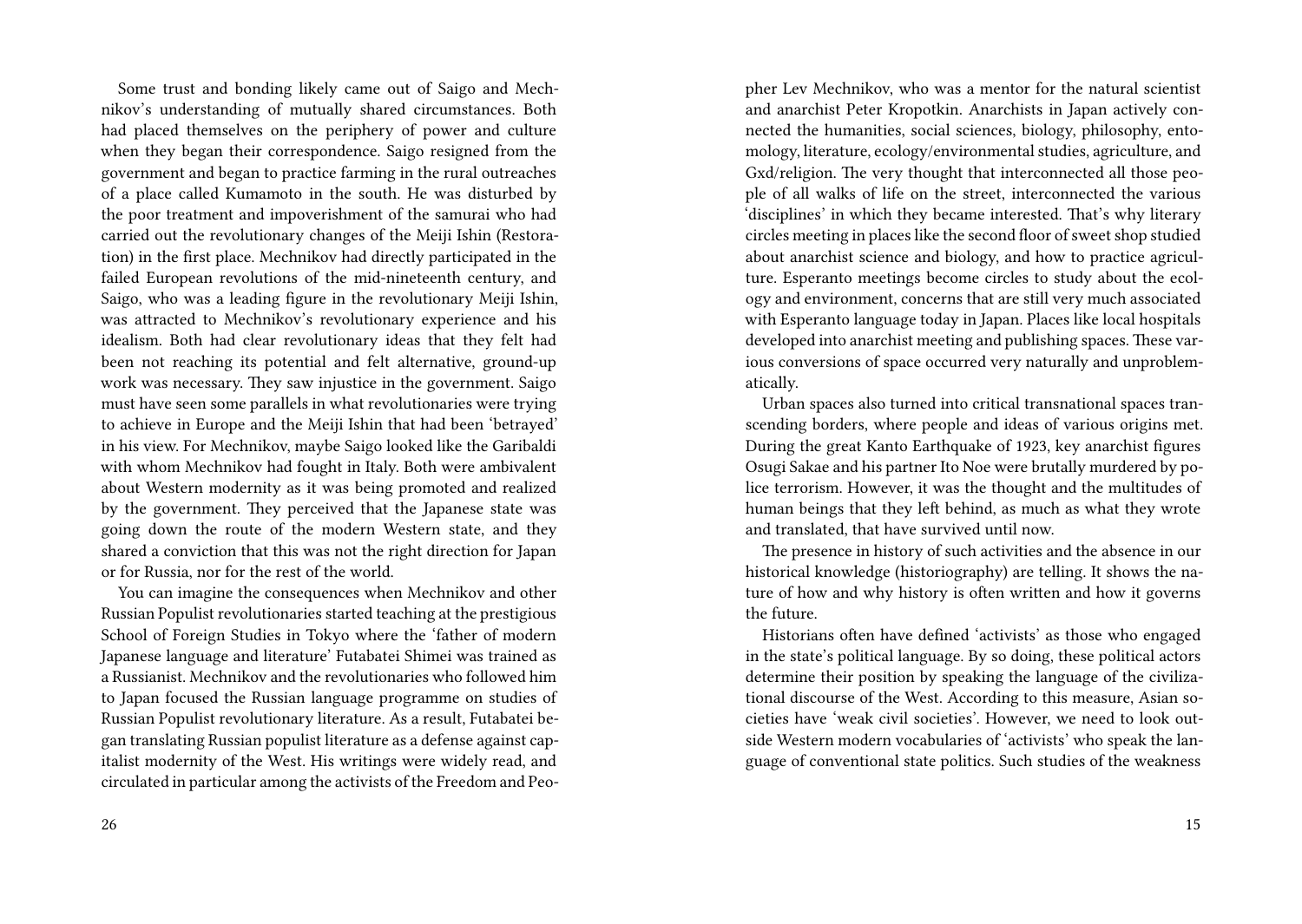Some trust and bonding likely came out of Saigo and Mechnikov's understanding of mutually shared circumstances. Both had placed themselves on the periphery of power and culture when they began their correspondence. Saigo resigned from the government and began to practice farming in the rural outreaches of a place called Kumamoto in the south. He was disturbed by the poor treatment and impoverishment of the samurai who had carried out the revolutionary changes of the Meiji Ishin (Restoration) in the first place. Mechnikov had directly participated in the failed European revolutions of the mid-nineteenth century, and Saigo, who was a leading figure in the revolutionary Meiji Ishin, was attracted to Mechnikov's revolutionary experience and his idealism. Both had clear revolutionary ideas that they felt had been not reaching its potential and felt alternative, ground-up work was necessary. They saw injustice in the government. Saigo must have seen some parallels in what revolutionaries were trying to achieve in Europe and the Meiji Ishin that had been 'betrayed' in his view. For Mechnikov, maybe Saigo looked like the Garibaldi with whom Mechnikov had fought in Italy. Both were ambivalent about Western modernity as it was being promoted and realized by the government. They perceived that the Japanese state was going down the route of the modern Western state, and they shared a conviction that this was not the right direction for Japan or for Russia, nor for the rest of the world.

You can imagine the consequences when Mechnikov and other Russian Populist revolutionaries started teaching at the prestigious School of Foreign Studies in Tokyo where the 'father of modern Japanese language and literature' Futabatei Shimei was trained as a Russianist. Mechnikov and the revolutionaries who followed him to Japan focused the Russian language programme on studies of Russian Populist revolutionary literature. As a result, Futabatei began translating Russian populist literature as a defense against capitalist modernity of the West. His writings were widely read, and circulated in particular among the activists of the Freedom and Peo-

pher Lev Mechnikov, who was a mentor for the natural scientist and anarchist Peter Kropotkin. Anarchists in Japan actively connected the humanities, social sciences, biology, philosophy, entomology, literature, ecology/environmental studies, agriculture, and Gxd/religion. The very thought that interconnected all those people of all walks of life on the street, interconnected the various 'disciplines' in which they became interested. That's why literary circles meeting in places like the second floor of sweet shop studied about anarchist science and biology, and how to practice agriculture. Esperanto meetings become circles to study about the ecology and environment, concerns that are still very much associated with Esperanto language today in Japan. Places like local hospitals developed into anarchist meeting and publishing spaces. These various conversions of space occurred very naturally and unproblematically.

Urban spaces also turned into critical transnational spaces transcending borders, where people and ideas of various origins met. During the great Kanto Earthquake of 1923, key anarchist figures Osugi Sakae and his partner Ito Noe were brutally murdered by police terrorism. However, it was the thought and the multitudes of human beings that they left behind, as much as what they wrote and translated, that have survived until now.

The presence in history of such activities and the absence in our historical knowledge (historiography) are telling. It shows the nature of how and why history is often written and how it governs the future.

Historians often have defined 'activists' as those who engaged in the state's political language. By so doing, these political actors determine their position by speaking the language of the civilizational discourse of the West. According to this measure, Asian societies have 'weak civil societies'. However, we need to look outside Western modern vocabularies of 'activists' who speak the language of conventional state politics. Such studies of the weakness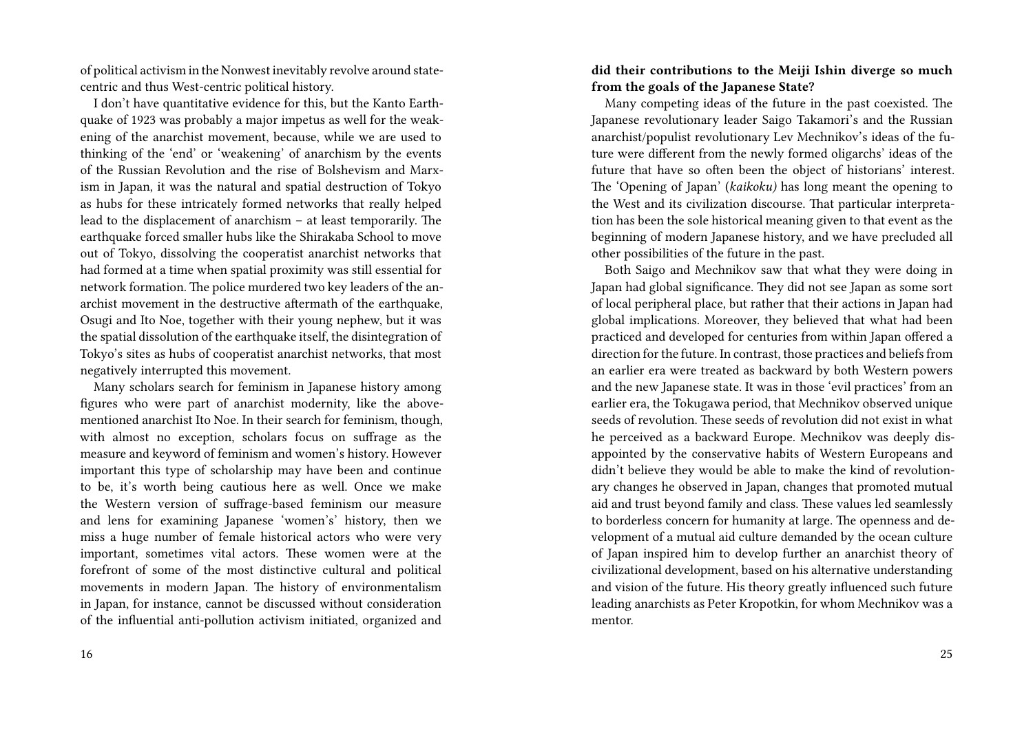of political activism in the Nonwest inevitably revolve around state-centric and thus West-centric political history.

I don't have quantitative evidence for this, but the Kanto Earthquake of 1923 was probably a major impetus as well for the weakening of the anarchist movement, because, while we are used to thinking of the 'end' or 'weakening' of anarchism by the events of the Russian Revolution and the rise of Bolshevism and Marxism in Japan, it was the natural and spatial destruction of Tokyo as hubs for these intricately formed networks that really helped lead to the displacement of anarchism – at least temporarily. The earthquake forced smaller hubs like the Shirakaba School to move out of Tokyo, dissolving the cooperatist anarchist networks that had formed at a time when spatial proximity was still essential for network formation. The police murdered two key leaders of the anarchist movement in the destructive aftermath of the earthquake, Osugi and Ito Noe, together with their young nephew, but it was the spatial dissolution of the earthquake itself, the disintegration of Tokyo's sites as hubs of cooperatist anarchist networks, that most negatively interrupted this movement.

Many scholars search for feminism in Japanese history among figures who were part of anarchist modernity, like the above-mentioned anarchist Ito Noe. In their search for feminism, though, with almost no exception, scholars focus on suffrage as the measure and keyword of feminism and women's history. However important this type of scholarship may have been and continue to be, it's worth being cautious here as well. Once we make the Western version of suffrage-based feminism our measure and lens for examining Japanese 'women's' history, then we miss a huge number of female historical actors who were very important, sometimes vital actors. These women were at the forefront of some of the most distinctive cultural and political movements in modern Japan. The history of environmentalism in Japan, for instance, cannot be discussed without consideration of the influential anti-pollution activism initiated, organized and

**did their contributions to the Meiji Ishin diverge so much from the goals of the Japanese State?**

Many competing ideas of the future in the past coexisted. The Japanese revolutionary leader Saigo Takamori's and the Russian anarchist/populist revolutionary Lev Mechnikov's ideas of the future were different from the newly formed oligarchs' ideas of the future that have so often been the object of historians' interest. The 'Opening of Japan' (*kaikoku)* has long meant the opening to the West and its civilization discourse. That particular interpretation has been the sole historical meaning given to that event as the beginning of modern Japanese history, and we have precluded all other possibilities of the future in the past.

Both Saigo and Mechnikov saw that what they were doing in Japan had global significance. They did not see Japan as some sort of local peripheral place, but rather that their actions in Japan had global implications. Moreover, they believed that what had been practiced and developed for centuries from within Japan offered a direction for the future. In contrast, those practices and beliefs from an earlier era were treated as backward by both Western powers and the new Japanese state. It was in those 'evil practices' from an earlier era, the Tokugawa period, that Mechnikov observed unique seeds of revolution. These seeds of revolution did not exist in what he perceived as a backward Europe. Mechnikov was deeply disappointed by the conservative habits of Western Europeans and didn't believe they would be able to make the kind of revolutionary changes he observed in Japan, changes that promoted mutual aid and trust beyond family and class. These values led seamlessly to borderless concern for humanity at large. The openness and development of a mutual aid culture demanded by the ocean culture of Japan inspired him to develop further an anarchist theory of civilizational development, based on his alternative understanding and vision of the future. His theory greatly influenced such future leading anarchists as Peter Kropotkin, for whom Mechnikov was a mentor.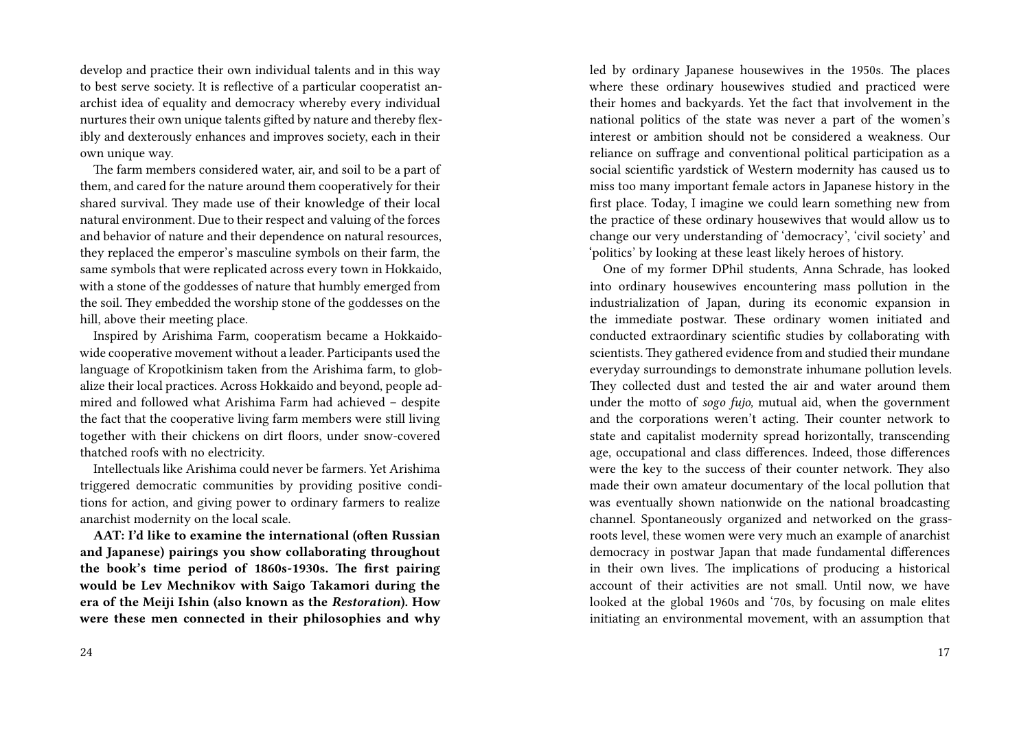develop and practice their own individual talents and in this way to best serve society. It is reflective of a particular cooperatist anarchist idea of equality and democracy whereby every individual nurtures their own unique talents gifted by nature and thereby flexibly and dexterously enhances and improves society, each in their own unique way.

The farm members considered water, air, and soil to be a part of them, and cared for the nature around them cooperatively for their shared survival. They made use of their knowledge of their local natural environment. Due to their respect and valuing of the forces and behavior of nature and their dependence on natural resources, they replaced the emperor's masculine symbols on their farm, the same symbols that were replicated across every town in Hokkaido, with a stone of the goddesses of nature that humbly emerged from the soil. They embedded the worship stone of the goddesses on the hill, above their meeting place.

Inspired by Arishima Farm, cooperatism became a Hokkaido-wide cooperative movement without a leader. Participants used the language of Kropotkinism taken from the Arishima farm, to globalize their local practices. Across Hokkaido and beyond, people admired and followed what Arishima Farm had achieved – despite the fact that the cooperative living farm members were still living together with their chickens on dirt floors, under snow-covered thatched roofs with no electricity.

Intellectuals like Arishima could never be farmers. Yet Arishima triggered democratic communities by providing positive conditions for action, and giving power to ordinary farmers to realize anarchist modernity on the local scale.

**AAT: I'd like to examine the international (often Russian and Japanese) pairings you show collaborating throughout the book's time period of 1860s-1930s. The first pairing would be Lev Mechnikov with Saigo Takamori during the era of the Meiji Ishin (also known as the *Restoration*). How were these men connected in their philosophies and why**

led by ordinary Japanese housewives in the 1950s. The places where these ordinary housewives studied and practiced were their homes and backyards. Yet the fact that involvement in the national politics of the state was never a part of the women's interest or ambition should not be considered a weakness. Our reliance on suffrage and conventional political participation as a social scientific yardstick of Western modernity has caused us to miss too many important female actors in Japanese history in the first place. Today, I imagine we could learn something new from the practice of these ordinary housewives that would allow us to change our very understanding of 'democracy', 'civil society' and 'politics' by looking at these least likely heroes of history.

One of my former DPhil students, Anna Schrade, has looked into ordinary housewives encountering mass pollution in the industrialization of Japan, during its economic expansion in the immediate postwar. These ordinary women initiated and conducted extraordinary scientific studies by collaborating with scientists. They gathered evidence from and studied their mundane everyday surroundings to demonstrate inhumane pollution levels. They collected dust and tested the air and water around them under the motto of *sogo fujo,* mutual aid, when the government and the corporations weren't acting. Their counter network to state and capitalist modernity spread horizontally, transcending age, occupational and class differences. Indeed, those differences were the key to the success of their counter network. They also made their own amateur documentary of the local pollution that was eventually shown nationwide on the national broadcasting channel. Spontaneously organized and networked on the grassroots level, these women were very much an example of anarchist democracy in postwar Japan that made fundamental differences in their own lives. The implications of producing a historical account of their activities are not small. Until now, we have looked at the global 1960s and '70s, by focusing on male elites initiating an environmental movement, with an assumption that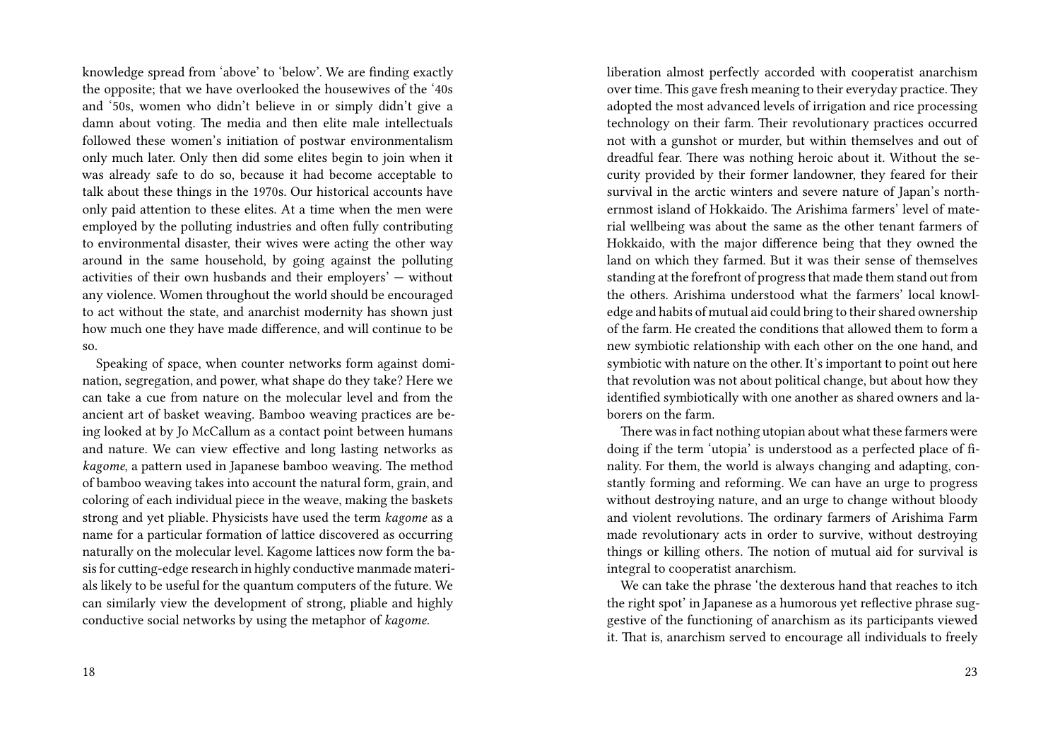knowledge spread from 'above' to 'below'. We are finding exactly the opposite; that we have overlooked the housewives of the '40s and '50s, women who didn't believe in or simply didn't give a damn about voting. The media and then elite male intellectuals followed these women's initiation of postwar environmentalism only much later. Only then did some elites begin to join when it was already safe to do so, because it had become acceptable to talk about these things in the 1970s. Our historical accounts have only paid attention to these elites. At a time when the men were employed by the polluting industries and often fully contributing to environmental disaster, their wives were acting the other way around in the same household, by going against the polluting activities of their own husbands and their employers' — without any violence. Women throughout the world should be encouraged to act without the state, and anarchist modernity has shown just how much one they have made difference, and will continue to be so.

Speaking of space, when counter networks form against domination, segregation, and power, what shape do they take? Here we can take a cue from nature on the molecular level and from the ancient art of basket weaving. Bamboo weaving practices are being looked at by Jo McCallum as a contact point between humans and nature. We can view effective and long lasting networks as *kagome*, a pattern used in Japanese bamboo weaving. The method of bamboo weaving takes into account the natural form, grain, and coloring of each individual piece in the weave, making the baskets strong and yet pliable. Physicists have used the term *kagome* as a name for a particular formation of lattice discovered as occurring naturally on the molecular level. Kagome lattices now form the basis for cutting-edge research in highly conductive manmade materials likely to be useful for the quantum computers of the future. We can similarly view the development of strong, pliable and highly conductive social networks by using the metaphor of *kagome*.

liberation almost perfectly accorded with cooperatist anarchism over time. This gave fresh meaning to their everyday practice. They adopted the most advanced levels of irrigation and rice processing technology on their farm. Their revolutionary practices occurred not with a gunshot or murder, but within themselves and out of dreadful fear. There was nothing heroic about it. Without the security provided by their former landowner, they feared for their survival in the arctic winters and severe nature of Japan's northernmost island of Hokkaido. The Arishima farmers' level of material wellbeing was about the same as the other tenant farmers of Hokkaido, with the major difference being that they owned the land on which they farmed. But it was their sense of themselves standing at the forefront of progress that made them stand out from the others. Arishima understood what the farmers' local knowledge and habits of mutual aid could bring to their shared ownership of the farm. He created the conditions that allowed them to form a new symbiotic relationship with each other on the one hand, and symbiotic with nature on the other. It's important to point out here that revolution was not about political change, but about how they identified symbiotically with one another as shared owners and laborers on the farm.

There was in fact nothing utopian about what these farmers were doing if the term 'utopia' is understood as a perfected place of finality. For them, the world is always changing and adapting, constantly forming and reforming. We can have an urge to progress without destroying nature, and an urge to change without bloody and violent revolutions. The ordinary farmers of Arishima Farm made revolutionary acts in order to survive, without destroying things or killing others. The notion of mutual aid for survival is integral to cooperatist anarchism.

We can take the phrase 'the dexterous hand that reaches to itch the right spot' in Japanese as a humorous yet reflective phrase suggestive of the functioning of anarchism as its participants viewed it. That is, anarchism served to encourage all individuals to freely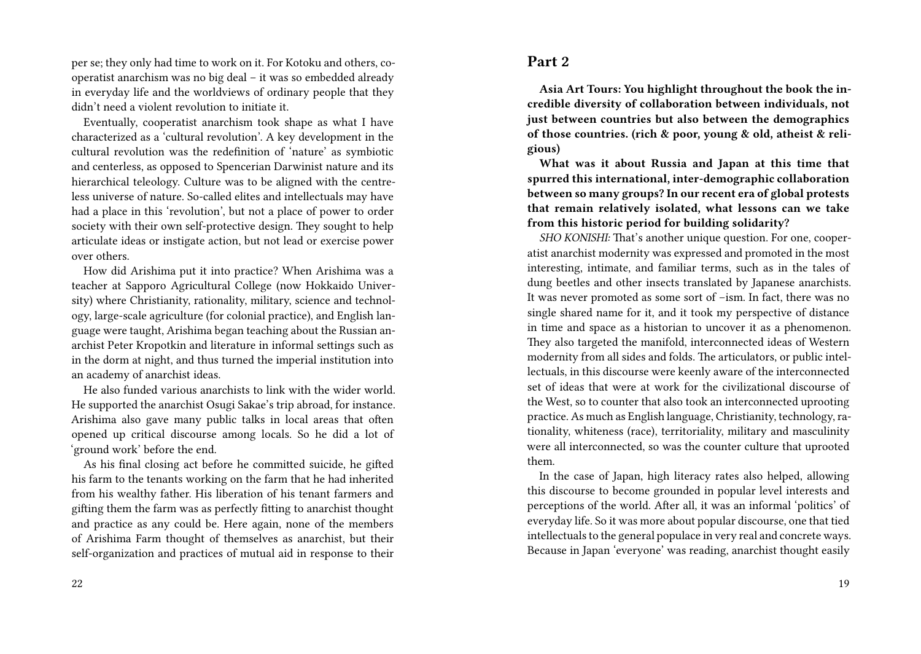per se; they only had time to work on it. For Kotoku and others, cooperatist anarchism was no big deal – it was so embedded already in everyday life and the worldviews of ordinary people that they didn't need a violent revolution to initiate it.

Eventually, cooperatist anarchism took shape as what I have characterized as a 'cultural revolution'. A key development in the cultural revolution was the redefinition of 'nature' as symbiotic and centerless, as opposed to Spencerian Darwinist nature and its hierarchical teleology. Culture was to be aligned with the centreless universe of nature. So-called elites and intellectuals may have had a place in this 'revolution', but not a place of power to order society with their own self-protective design. They sought to help articulate ideas or instigate action, but not lead or exercise power over others.

How did Arishima put it into practice? When Arishima was a teacher at Sapporo Agricultural College (now Hokkaido University) where Christianity, rationality, military, science and technology, large-scale agriculture (for colonial practice), and English language were taught, Arishima began teaching about the Russian anarchist Peter Kropotkin and literature in informal settings such as in the dorm at night, and thus turned the imperial institution into an academy of anarchist ideas.

He also funded various anarchists to link with the wider world. He supported the anarchist Osugi Sakae's trip abroad, for instance. Arishima also gave many public talks in local areas that often opened up critical discourse among locals. So he did a lot of 'ground work' before the end.

As his final closing act before he committed suicide, he gifted his farm to the tenants working on the farm that he had inherited from his wealthy father. His liberation of his tenant farmers and gifting them the farm was as perfectly fitting to anarchist thought and practice as any could be. Here again, none of the members of Arishima Farm thought of themselves as anarchist, but their self-organization and practices of mutual aid in response to their

## Part 2

**Asia Art Tours: You highlight throughout the book the incredible diversity of collaboration between individuals, not just between countries but also between the demographics of those countries. (rich & poor, young & old, atheist & religious)**

**What was it about Russia and Japan at this time that spurred this international, inter-demographic collaboration between so many groups? In our recent era of global protests that remain relatively isolated, what lessons can we take from this historic period for building solidarity?**

*SHO KONISHI:* That's another unique question. For one, cooperatist anarchist modernity was expressed and promoted in the most interesting, intimate, and familiar terms, such as in the tales of dung beetles and other insects translated by Japanese anarchists. It was never promoted as some sort of –ism. In fact, there was no single shared name for it, and it took my perspective of distance in time and space as a historian to uncover it as a phenomenon. They also targeted the manifold, interconnected ideas of Western modernity from all sides and folds. The articulators, or public intellectuals, in this discourse were keenly aware of the interconnected set of ideas that were at work for the civilizational discourse of the West, so to counter that also took an interconnected uprooting practice. As much as English language, Christianity, technology, rationality, whiteness (race), territoriality, military and masculinity were all interconnected, so was the counter culture that uprooted them.

In the case of Japan, high literacy rates also helped, allowing this discourse to become grounded in popular level interests and perceptions of the world. After all, it was an informal 'politics' of everyday life. So it was more about popular discourse, one that tied intellectuals to the general populace in very real and concrete ways. Because in Japan 'everyone' was reading, anarchist thought easily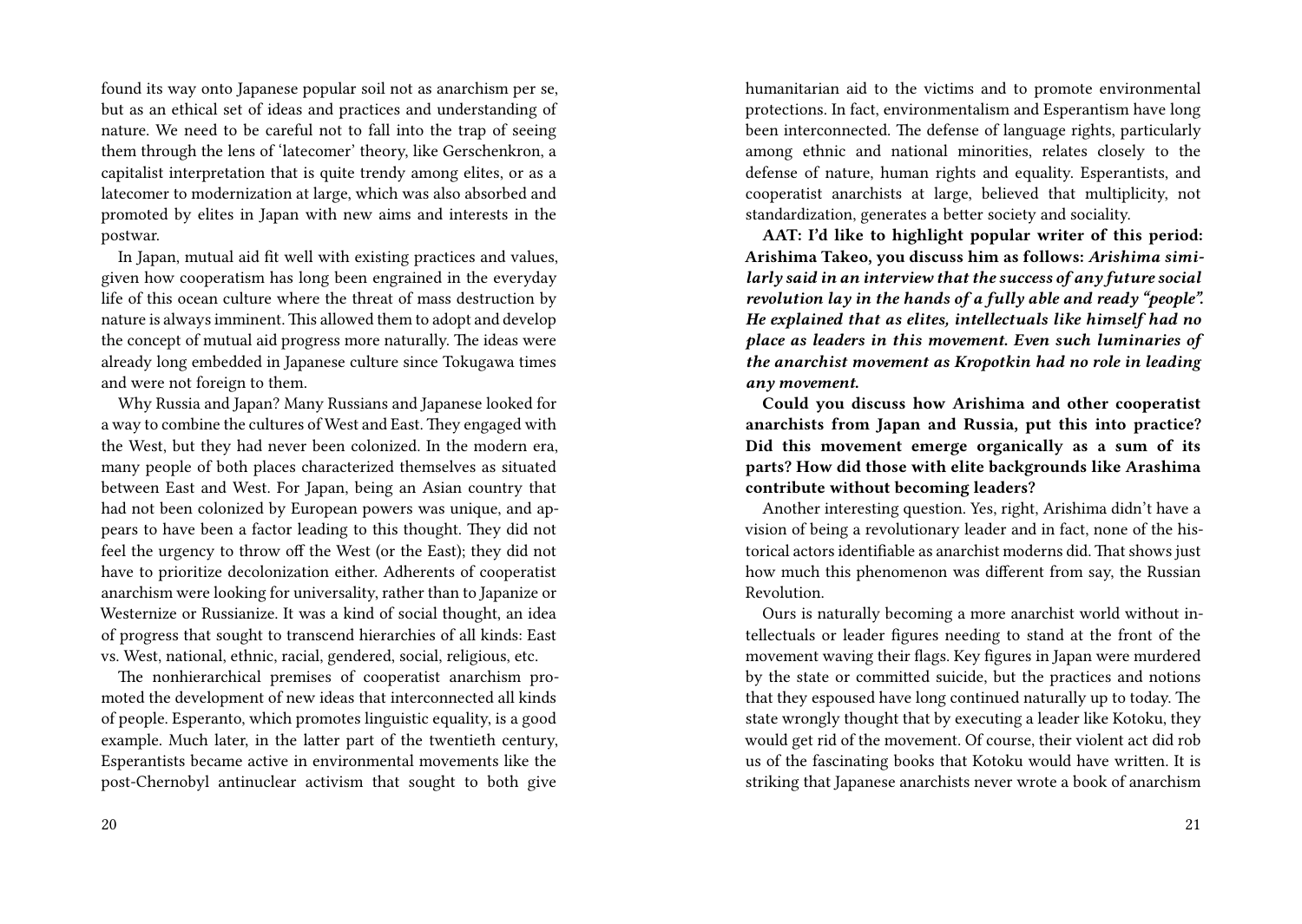found its way onto Japanese popular soil not as anarchism per se, but as an ethical set of ideas and practices and understanding of nature. We need to be careful not to fall into the trap of seeing them through the lens of 'latecomer' theory, like Gerschenkron, a capitalist interpretation that is quite trendy among elites, or as a latecomer to modernization at large, which was also absorbed and promoted by elites in Japan with new aims and interests in the postwar.

In Japan, mutual aid fit well with existing practices and values, given how cooperatism has long been engrained in the everyday life of this ocean culture where the threat of mass destruction by nature is always imminent. This allowed them to adopt and develop the concept of mutual aid progress more naturally. The ideas were already long embedded in Japanese culture since Tokugawa times and were not foreign to them.

Why Russia and Japan? Many Russians and Japanese looked for a way to combine the cultures of West and East. They engaged with the West, but they had never been colonized. In the modern era, many people of both places characterized themselves as situated between East and West. For Japan, being an Asian country that had not been colonized by European powers was unique, and appears to have been a factor leading to this thought. They did not feel the urgency to throw off the West (or the East); they did not have to prioritize decolonization either. Adherents of cooperatist anarchism were looking for universality, rather than to Japanize or Westernize or Russianize. It was a kind of social thought, an idea of progress that sought to transcend hierarchies of all kinds: East vs. West, national, ethnic, racial, gendered, social, religious, etc.

The nonhierarchical premises of cooperatist anarchism promoted the development of new ideas that interconnected all kinds of people. Esperanto, which promotes linguistic equality, is a good example. Much later, in the latter part of the twentieth century, Esperantists became active in environmental movements like the post-Chernobyl antinuclear activism that sought to both give humanitarian aid to the victims and to promote environmental protections. In fact, environmentalism and Esperantism have long been interconnected. The defense of language rights, particularly among ethnic and national minorities, relates closely to the defense of nature, human rights and equality. Esperantists, and cooperatist anarchists at large, believed that multiplicity, not standardization, generates a better society and sociality.

**AAT: I'd like to highlight popular writer of this period: Arishima Takeo, you discuss him as follows:** ***Arishima similarly said in an interview that the success of any future social revolution lay in the hands of a fully able and ready "people". He explained that as elites, intellectuals like himself had no place as leaders in this movement. Even such luminaries of the anarchist movement as Kropotkin had no role in leading any movement.***

**Could you discuss how Arishima and other cooperatist anarchists from Japan and Russia, put this into practice? Did this movement emerge organically as a sum of its parts? How did those with elite backgrounds like Arashima contribute without becoming leaders?**

Another interesting question. Yes, right, Arishima didn't have a vision of being a revolutionary leader and in fact, none of the historical actors identifiable as anarchist moderns did. That shows just how much this phenomenon was different from say, the Russian Revolution.

Ours is naturally becoming a more anarchist world without intellectuals or leader figures needing to stand at the front of the movement waving their flags. Key figures in Japan were murdered by the state or committed suicide, but the practices and notions that they espoused have long continued naturally up to today. The state wrongly thought that by executing a leader like Kotoku, they would get rid of the movement. Of course, their violent act did rob us of the fascinating books that Kotoku would have written. It is striking that Japanese anarchists never wrote a book of anarchism